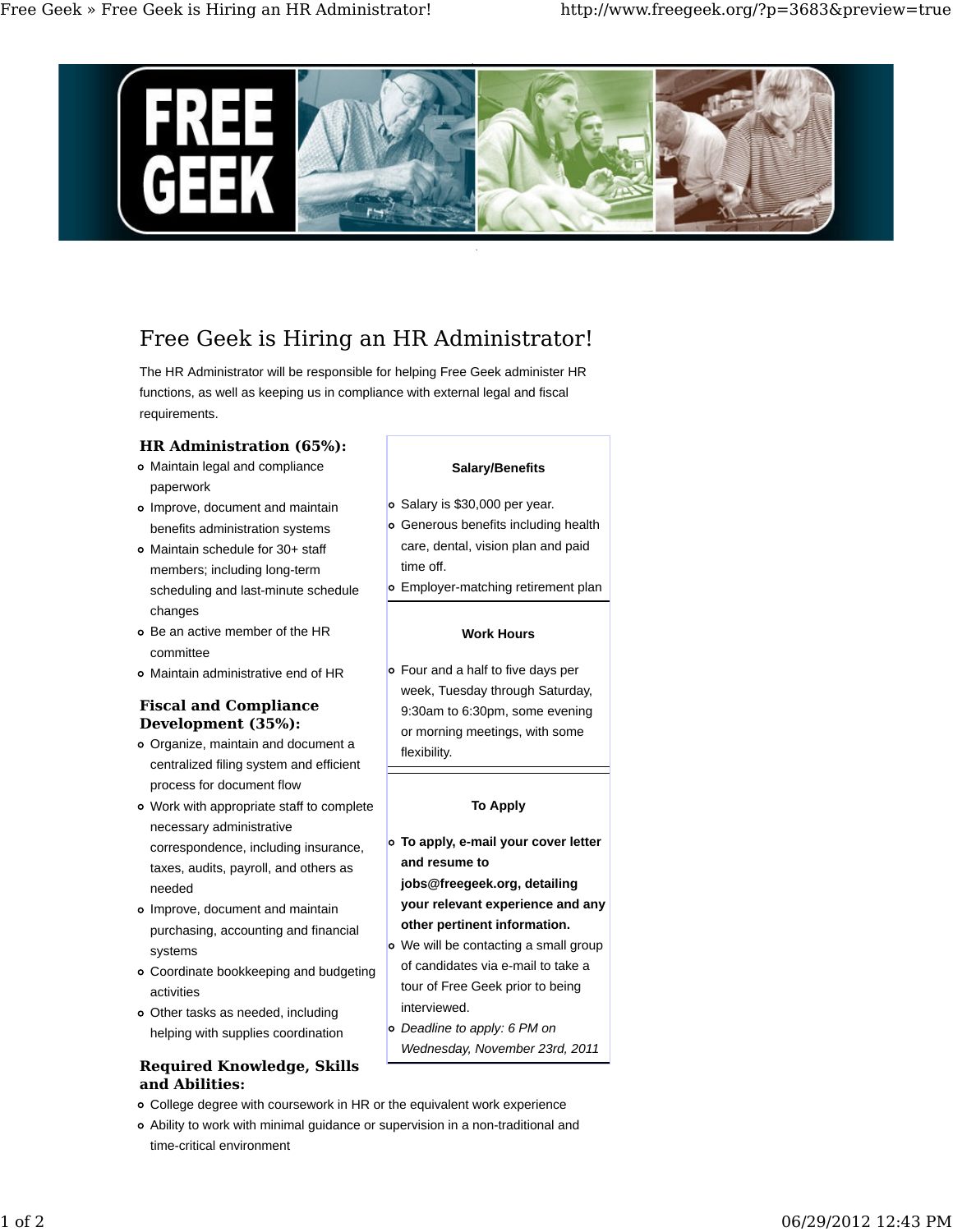# Free Geek is Hiring an HR Administrator!

The HR Administrator will be responsible for helping Free Geek administer HR functions, as well as keeping us in compliance with external legal and fiscal requirements.

### HR Administration (65%):

- Maintain legal and compliance paperwork
- Improve, document and maintain benefits administration systems
- Maintain schedule for 30+ staff members; including long-term scheduling and last-minute schedule changes
- Be an active member of the HR committee
- Maintain administrative end of HR

### Fiscal and Compliance Development (35%):

- Organize, maintain and document a centralized filing system and efficient process for document flow
- Work with appropriate staff to complete necessary administrative correspondence, including insurance, taxes, audits, payroll, and others as needed
- Improve, document and maintain purchasing, accounting and financial systems
- Coordinate bookkeeping and budgeting activities
- Other tasks as needed, including helping with supplies coordination

#### Salary/Benefits

- Salary is $30,000 per year.
- Generous benefits including health care, dental, vision plan and paid time off.
- Employer-matching retirement plan

#### Work Hours

- Four and a half to five days per week, Tuesday through Saturday, 9:30am to 6:30pm, some evening or morning meetings, with some flexibility.

#### To Apply

- **To apply, e-mail your cover letter and resume to jobs@freegeek.org, detailing your relevant experience and any other pertinent information.**
- We will be contacting a small group of candidates via e-mail to take a tour of Free Geek prior to being interviewed.
- *Deadline to apply: 6 PM on Wednesday, November 23rd, 2011*

### Required Knowledge, Skills and Abilities:

- College degree with coursework in HR or the equivalent work experience
- Ability to work with minimal guidance or supervision in a non-traditional and time-critical environment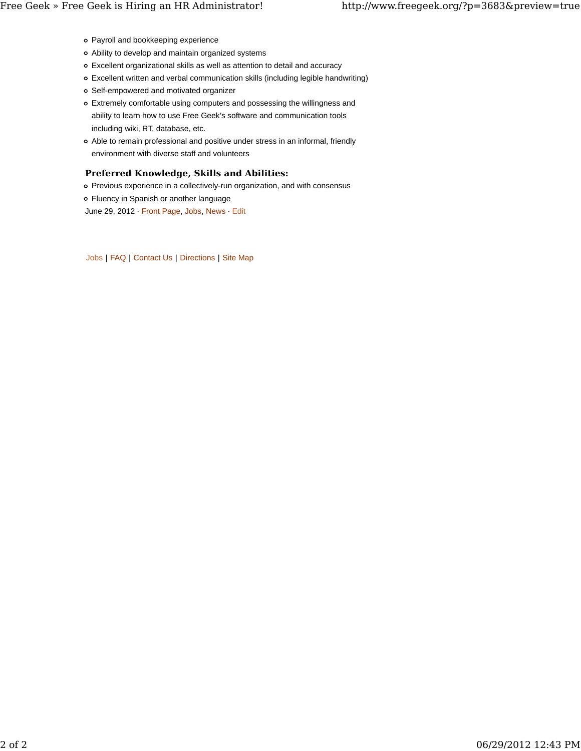- Payroll and bookkeeping experience
- Ability to develop and maintain organized systems
- Excellent organizational skills as well as attention to detail and accuracy
- Excellent written and verbal communication skills (including legible handwriting)
- Self-empowered and motivated organizer
- Extremely comfortable using computers and possessing the willingness and ability to learn how to use Free Geek's software and communication tools including wiki, RT, database, etc.
- Able to remain professional and positive under stress in an informal, friendly environment with diverse staff and volunteers

### Preferred Knowledge, Skills and Abilities:

- Previous experience in a collectively-run organization, and with consensus
- Fluency in Spanish or another language

June 29, 2012 · Front Page, Jobs, News · Edit

Jobs | FAQ | Contact Us | Directions | Site Map